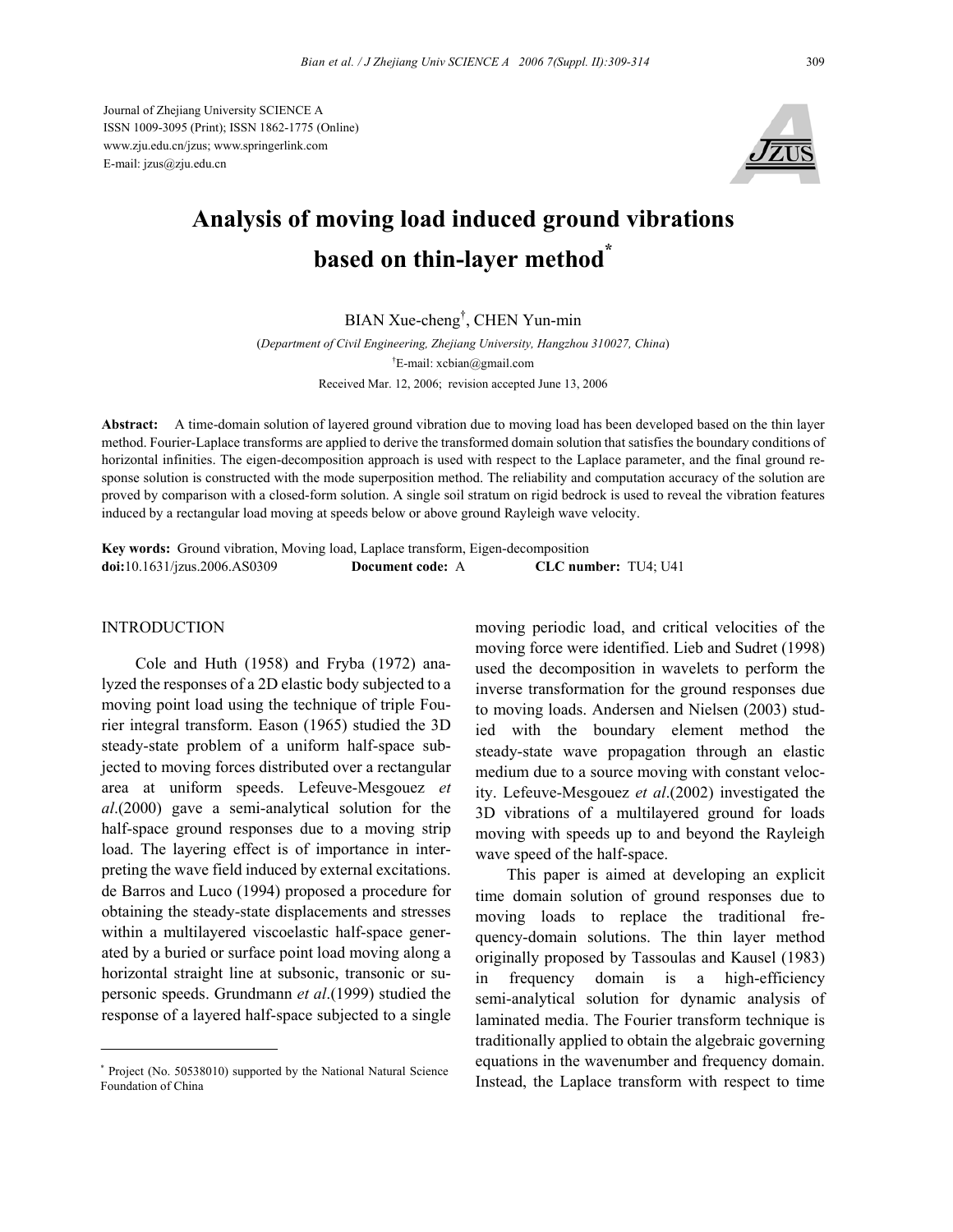Journal of Zhejiang University SCIENCE A
ISSN 1009-3095 (Print); ISSN 1862-1775 (Online)
www.zju.edu.cn/jzus; www.springerlink.com
E-mail: jzus@zju.edu.cn

# Analysis of moving load induced ground vibrations based on thin-layer method*

BIAN Xue-cheng†, CHEN Yun-min

(*Department of Civil Engineering, Zhejiang University, Hangzhou 310027, China*)

†E-mail: xcbian@gmail.com

Received Mar. 12, 2006; revision accepted June 13, 2006

**Abstract:** A time-domain solution of layered ground vibration due to moving load has been developed based on the thin layer method. Fourier-Laplace transforms are applied to derive the transformed domain solution that satisfies the boundary conditions of horizontal infinities. The eigen-decomposition approach is used with respect to the Laplace parameter, and the final ground response solution is constructed with the mode superposition method. The reliability and computation accuracy of the solution are proved by comparison with a closed-form solution. A single soil stratum on rigid bedrock is used to reveal the vibration features induced by a rectangular load moving at speeds below or above ground Rayleigh wave velocity.

**Key words:** Ground vibration, Moving load, Laplace transform, Eigen-decomposition

**doi:**10.1631/jzus.2006.AS0309 **Document code:** A **CLC number:** TU4; U41

## INTRODUCTION

Cole and Huth (1958) and Fryba (1972) analyzed the responses of a 2D elastic body subjected to a moving point load using the technique of triple Fourier integral transform. Eason (1965) studied the 3D steady-state problem of a uniform half-space subjected to moving forces distributed over a rectangular area at uniform speeds. Lefeuve-Mesgouez *et al*.(2000) gave a semi-analytical solution for the half-space ground responses due to a moving strip load. The layering effect is of importance in interpreting the wave field induced by external excitations. de Barros and Luco (1994) proposed a procedure for obtaining the steady-state displacements and stresses within a multilayered viscoelastic half-space generated by a buried or surface point load moving along a horizontal straight line at subsonic, transonic or supersonic speeds. Grundmann *et al*.(1999) studied the response of a layered half-space subjected to a single moving periodic load, and critical velocities of the moving force were identified. Lieb and Sudret (1998) used the decomposition in wavelets to perform the inverse transformation for the ground responses due to moving loads. Andersen and Nielsen (2003) studied with the boundary element method the steady-state wave propagation through an elastic medium due to a source moving with constant velocity. Lefeuve-Mesgouez *et al*.(2002) investigated the 3D vibrations of a multilayered ground for loads moving with speeds up to and beyond the Rayleigh wave speed of the half-space.

This paper is aimed at developing an explicit time domain solution of ground responses due to moving loads to replace the traditional frequency-domain solutions. The thin layer method originally proposed by Tassoulas and Kausel (1983) in frequency domain is a high-efficiency semi-analytical solution for dynamic analysis of laminated media. The Fourier transform technique is traditionally applied to obtain the algebraic governing equations in the wavenumber and frequency domain. Instead, the Laplace transform with respect to time

---

* Project (No. 50538010) supported by the National Natural Science Foundation of China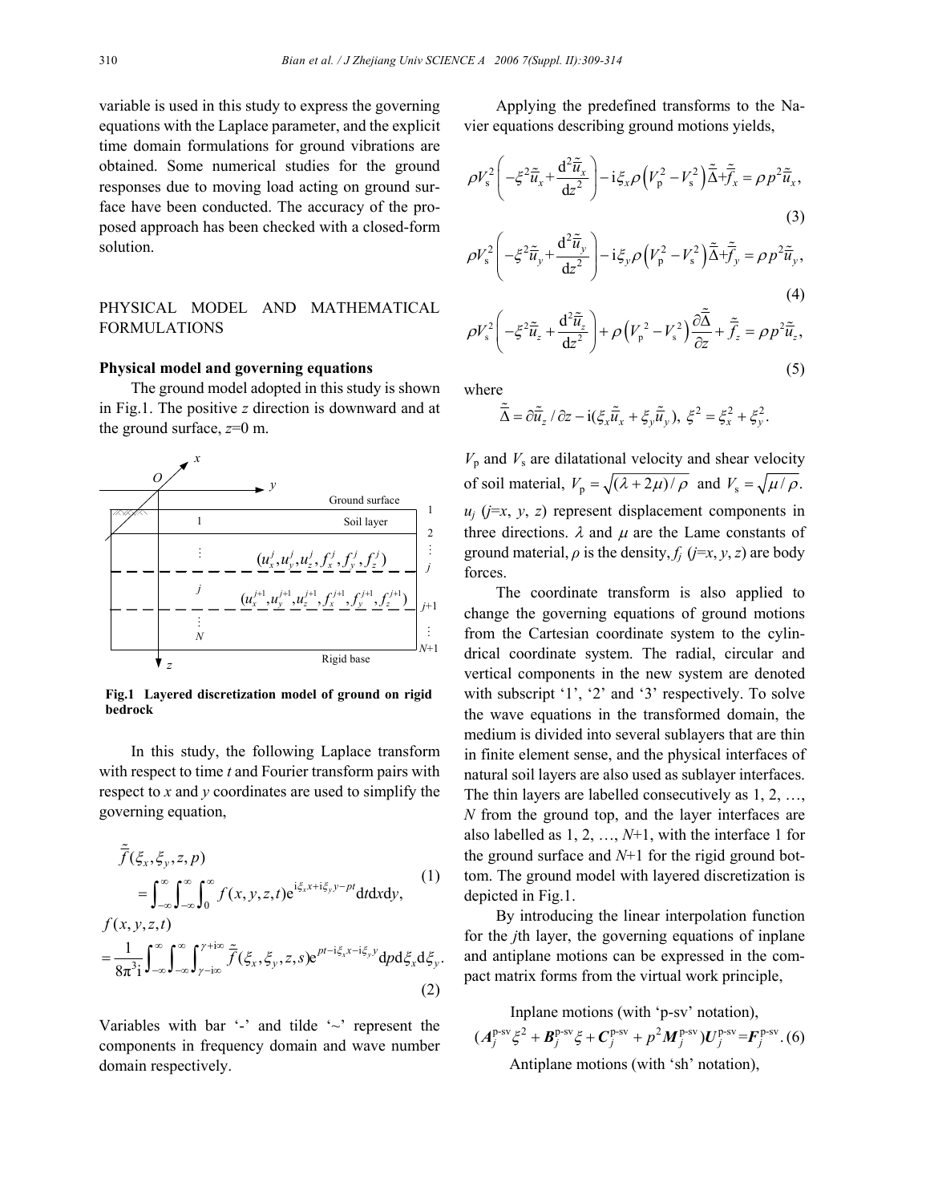variable is used in this study to express the governing equations with the Laplace parameter, and the explicit time domain formulations for ground vibrations are obtained. Some numerical studies for the ground responses due to moving load acting on ground surface have been conducted. The accuracy of the proposed approach has been checked with a closed-form solution.

## PHYSICAL MODEL AND MATHEMATICAL FORMULATIONS

### Physical model and governing equations

The ground model adopted in this study is shown in Fig.1. The positive $z$ direction is downward and at the ground surface, $z$=0 m.

**Fig.1 Layered discretization model of ground on rigid bedrock**

In this study, the following Laplace transform with respect to time $t$ and Fourier transform pairs with respect to $x$ and $y$ coordinates are used to simplify the governing equation,

$$\tilde{\bar{f}}(\xi_x, \xi_y, z, p) = \int_{-\infty}^{\infty}\int_{-\infty}^{\infty}\int_{0}^{\infty} f(x, y, z, t)\mathrm{e}^{\mathrm{i}\xi_x x + \mathrm{i}\xi_y y - pt}\mathrm{d}t\mathrm{d}x\mathrm{d}y, \tag{1}$$

$$f(x, y, z, t) = \frac{1}{8\pi^3 \mathrm{i}}\int_{-\infty}^{\infty}\int_{-\infty}^{\infty}\int_{\gamma-\mathrm{i}\infty}^{\gamma+\mathrm{i}\infty} \tilde{\bar{f}}(\xi_x, \xi_y, z, s)\mathrm{e}^{pt - \mathrm{i}\xi_x x - \mathrm{i}\xi_y y}\mathrm{d}p\mathrm{d}\xi_x\mathrm{d}\xi_y. \tag{2}$$

Variables with bar '-' and tilde '~' represent the components in frequency domain and wave number domain respectively.

Applying the predefined transforms to the Navier equations describing ground motions yields,

$$\rho V_\mathrm{s}^2\left(-\xi^2\tilde{\bar{u}}_x + \frac{\mathrm{d}^2\tilde{\bar{u}}_x}{\mathrm{d}z^2}\right) - \mathrm{i}\xi_x\rho\left(V_\mathrm{p}^2 - V_\mathrm{s}^2\right)\tilde{\bar{\Delta}} + \tilde{\bar{f}}_x = \rho p^2\tilde{\bar{u}}_x, \tag{3}$$

$$\rho V_\mathrm{s}^2\left(-\xi^2\tilde{\bar{u}}_y + \frac{\mathrm{d}^2\tilde{\bar{u}}_y}{\mathrm{d}z^2}\right) - \mathrm{i}\xi_y\rho\left(V_\mathrm{p}^2 - V_\mathrm{s}^2\right)\tilde{\bar{\Delta}} + \tilde{\bar{f}}_y = \rho p^2\tilde{\bar{u}}_y, \tag{4}$$

$$\rho V_\mathrm{s}^2\left(-\xi^2\tilde{\bar{u}}_z + \frac{\mathrm{d}^2\tilde{\bar{u}}_z}{\mathrm{d}z^2}\right) + \rho\left(V_\mathrm{p}^2 - V_\mathrm{s}^2\right)\frac{\partial\tilde{\bar{\Delta}}}{\partial z} + \tilde{\bar{f}}_z = \rho p^2\tilde{\bar{u}}_z, \tag{5}$$

where

$$\tilde{\bar{\Delta}} = \partial\tilde{\bar{u}}_z/\partial z - \mathrm{i}(\xi_x\tilde{\bar{u}}_x + \xi_y\tilde{\bar{u}}_y),\ \xi^2 = \xi_x^2 + \xi_y^2.$$

$V_\mathrm{p}$ and $V_\mathrm{s}$ are dilatational velocity and shear velocity of soil material, $V_\mathrm{p} = \sqrt{(\lambda + 2\mu)/\rho}$ and $V_\mathrm{s} = \sqrt{\mu/\rho}$. $u_j$ ($j$=$x$, $y$, $z$) represent displacement components in three directions. $\lambda$ and $\mu$ are the Lame constants of ground material, $\rho$ is the density, $f_j$ ($j$=$x$, $y$, $z$) are body forces.

The coordinate transform is also applied to change the governing equations of ground motions from the Cartesian coordinate system to the cylindrical coordinate system. The radial, circular and vertical components in the new system are denoted with subscript '1', '2' and '3' respectively. To solve the wave equations in the transformed domain, the medium is divided into several sublayers that are thin in finite element sense, and the physical interfaces of natural soil layers are also used as sublayer interfaces. The thin layers are labelled consecutively as 1, 2, …, $N$ from the ground top, and the layer interfaces are also labelled as 1, 2, …, $N$+1, with the interface 1 for the ground surface and $N$+1 for the rigid ground bottom. The ground model with layered discretization is depicted in Fig.1.

By introducing the linear interpolation function for the $j$th layer, the governing equations of inplane and antiplane motions can be expressed in the compact matrix forms from the virtual work principle,

Inplane motions (with 'p-sv' notation),

$$(\boldsymbol{A}_j^{\text{p-sv}}\xi^2 + \boldsymbol{B}_j^{\text{p-sv}}\xi + \boldsymbol{C}_j^{\text{p-sv}} + p^2\boldsymbol{M}_j^{\text{p-sv}})\boldsymbol{U}_j^{\text{p-sv}} = \boldsymbol{F}_j^{\text{p-sv}}. \tag{6}$$

Antiplane motions (with 'sh' notation),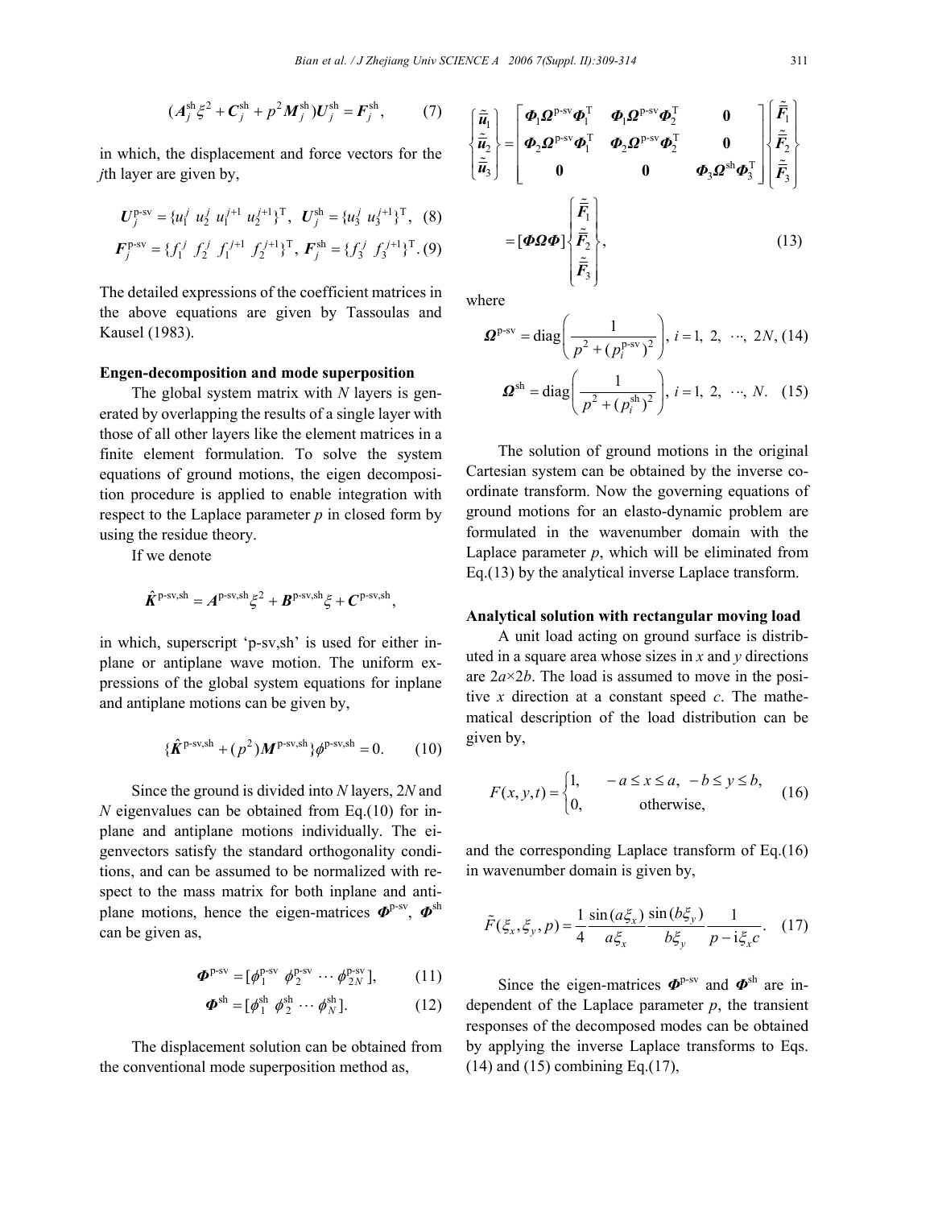$$(\boldsymbol{A}_j^{\text{sh}}\xi^2 + \boldsymbol{C}_j^{\text{sh}} + p^2\boldsymbol{M}_j^{\text{sh}})\boldsymbol{U}_j^{\text{sh}} = \boldsymbol{F}_j^{\text{sh}}, \tag{7}$$

in which, the displacement and force vectors for the $j$th layer are given by,

$$\boldsymbol{U}_j^{\text{p-sv}} = \{u_1^j \; u_2^j \; u_1^{j+1} \; u_2^{j+1}\}^{\text{T}}, \;\; \boldsymbol{U}_j^{\text{sh}} = \{u_3^j \; u_3^{j+1}\}^{\text{T}}, \tag{8}$$

$$\boldsymbol{F}_j^{\text{p-sv}} = \{f_1^j \; f_2^j \; f_1^{j+1} \; f_2^{j+1}\}^{\text{T}}, \;\; \boldsymbol{F}_j^{\text{sh}} = \{f_3^j \; f_3^{j+1}\}^{\text{T}}. \tag{9}$$

The detailed expressions of the coefficient matrices in the above equations are given by Tassoulas and Kausel (1983).

**Engen-decomposition and mode superposition**

The global system matrix with $N$ layers is generated by overlapping the results of a single layer with those of all other layers like the element matrices in a finite element formulation. To solve the system equations of ground motions, the eigen decomposition procedure is applied to enable integration with respect to the Laplace parameter $p$ in closed form by using the residue theory.

If we denote

$$\hat{\boldsymbol{K}}^{\text{p-sv,sh}} = \boldsymbol{A}^{\text{p-sv,sh}}\xi^2 + \boldsymbol{B}^{\text{p-sv,sh}}\xi + \boldsymbol{C}^{\text{p-sv,sh}},$$

in which, superscript 'p-sv,sh' is used for either inplane or antiplane wave motion. The uniform expressions of the global system equations for inplane and antiplane motions can be given by,

$$\{\hat{\boldsymbol{K}}^{\text{p-sv,sh}} + (p^2)\boldsymbol{M}^{\text{p-sv,sh}}\}\phi^{\text{p-sv,sh}} = 0. \tag{10}$$

Since the ground is divided into $N$ layers, $2N$ and $N$ eigenvalues can be obtained from Eq.(10) for inplane and antiplane motions individually. The eigenvectors satisfy the standard orthogonality conditions, and can be assumed to be normalized with respect to the mass matrix for both inplane and antiplane motions, hence the eigen-matrices $\boldsymbol{\Phi}^{\text{p-sv}}$, $\boldsymbol{\Phi}^{\text{sh}}$ can be given as,

$$\boldsymbol{\Phi}^{\text{p-sv}} = [\phi_1^{\text{p-sv}} \; \phi_2^{\text{p-sv}} \; \cdots \; \phi_{2N}^{\text{p-sv}}], \tag{11}$$

$$\boldsymbol{\Phi}^{\text{sh}} = [\phi_1^{\text{sh}} \; \phi_2^{\text{sh}} \; \cdots \; \phi_N^{\text{sh}}]. \tag{12}$$

The displacement solution can be obtained from the conventional mode superposition method as,

$$\begin{Bmatrix} \tilde{\tilde{\boldsymbol{u}}}_1 \\ \tilde{\tilde{\boldsymbol{u}}}_2 \\ \tilde{\tilde{\boldsymbol{u}}}_3 \end{Bmatrix} = \begin{bmatrix} \boldsymbol{\Phi}_1\boldsymbol{\Omega}^{\text{p-sv}}\boldsymbol{\Phi}_1^{\text{T}} & \boldsymbol{\Phi}_1\boldsymbol{\Omega}^{\text{p-sv}}\boldsymbol{\Phi}_2^{\text{T}} & \boldsymbol{0} \\ \boldsymbol{\Phi}_2\boldsymbol{\Omega}^{\text{p-sv}}\boldsymbol{\Phi}_1^{\text{T}} & \boldsymbol{\Phi}_2\boldsymbol{\Omega}^{\text{p-sv}}\boldsymbol{\Phi}_2^{\text{T}} & \boldsymbol{0} \\ \boldsymbol{0} & \boldsymbol{0} & \boldsymbol{\Phi}_3\boldsymbol{\Omega}^{\text{sh}}\boldsymbol{\Phi}_3^{\text{T}} \end{bmatrix} \begin{Bmatrix} \tilde{\tilde{\boldsymbol{F}}}_1 \\ \tilde{\tilde{\boldsymbol{F}}}_2 \\ \tilde{\tilde{\boldsymbol{F}}}_3 \end{Bmatrix} = [\boldsymbol{\Phi\Omega\Phi}] \begin{Bmatrix} \tilde{\tilde{\boldsymbol{F}}}_1 \\ \tilde{\tilde{\boldsymbol{F}}}_2 \\ \tilde{\tilde{\boldsymbol{F}}}_3 \end{Bmatrix}, \tag{13}$$

where

$$\boldsymbol{\Omega}^{\text{p-sv}} = \text{diag}\left(\frac{1}{p^2 + (p_i^{\text{p-sv}})^2}\right), \; i = 1, \; 2, \; \cdots, \; 2N, \tag{14}$$

$$\boldsymbol{\Omega}^{\text{sh}} = \text{diag}\left(\frac{1}{p^2 + (p_i^{\text{sh}})^2}\right), \; i = 1, \; 2, \; \cdots, \; N. \tag{15}$$

The solution of ground motions in the original Cartesian system can be obtained by the inverse coordinate transform. Now the governing equations of ground motions for an elasto-dynamic problem are formulated in the wavenumber domain with the Laplace parameter $p$, which will be eliminated from Eq.(13) by the analytical inverse Laplace transform.

**Analytical solution with rectangular moving load**

A unit load acting on ground surface is distributed in a square area whose sizes in $x$ and $y$ directions are $2a\times2b$. The load is assumed to move in the positive $x$ direction at a constant speed $c$. The mathematical description of the load distribution can be given by,

$$F(x,y,t) = \begin{cases} 1, & -a \le x \le a, \; -b \le y \le b, \\ 0, & \text{otherwise}, \end{cases} \tag{16}$$

and the corresponding Laplace transform of Eq.(16) in wavenumber domain is given by,

$$\tilde{F}(\xi_x, \xi_y, p) = \frac{1}{4}\frac{\sin(a\xi_x)}{a\xi_x}\frac{\sin(b\xi_y)}{b\xi_y}\frac{1}{p - \text{i}\xi_x c}. \tag{17}$$

Since the eigen-matrices $\boldsymbol{\Phi}^{\text{p-sv}}$ and $\boldsymbol{\Phi}^{\text{sh}}$ are independent of the Laplace parameter $p$, the transient responses of the decomposed modes can be obtained by applying the inverse Laplace transforms to Eqs. (14) and (15) combining Eq.(17),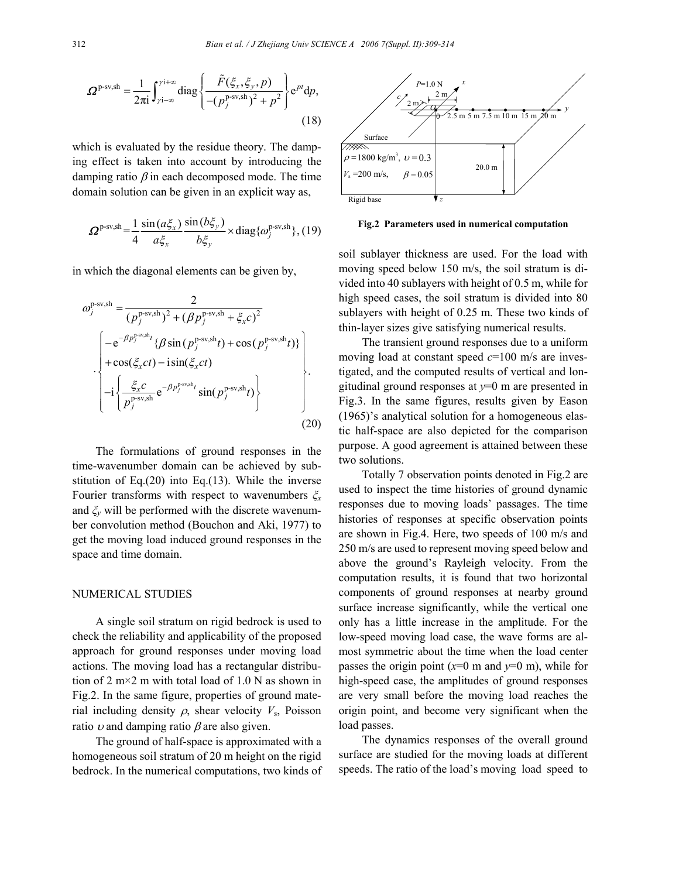$$\boldsymbol{\Omega}^{\text{p-sv,sh}} = \frac{1}{2\pi \mathrm{i}} \int_{\gamma \mathrm{i}-\infty}^{\gamma \mathrm{i}+\infty} \operatorname{diag}\left\{ \frac{\tilde{F}(\xi_x, \xi_y, p)}{-(p_j^{\text{p-sv,sh}})^2 + p^2} \right\} \mathrm{e}^{pt} \mathrm{d}p, \tag{18}$$

which is evaluated by the residue theory. The damping effect is taken into account by introducing the damping ratio $\beta$ in each decomposed mode. The time domain solution can be given in an explicit way as,

$$\boldsymbol{\Omega}^{\text{p-sv,sh}} = \frac{1}{4} \frac{\sin(a\xi_x)}{a\xi_x} \frac{\sin(b\xi_y)}{b\xi_y} \times \operatorname{diag}\{\omega_j^{\text{p-sv,sh}}\}, \tag{19}$$

in which the diagonal elements can be given by,

$$\omega_j^{\text{p-sv,sh}} = \frac{2}{(p_j^{\text{p-sv,sh}})^2 + (\beta p_j^{\text{p-sv,sh}} + \xi_x c)^2} \cdot \left\{ \begin{array}{l} -\mathrm{e}^{-\beta p_j^{\text{p-sv,sh}} t} \{\beta \sin(p_j^{\text{p-sv,sh}} t) + \cos(p_j^{\text{p-sv,sh}} t)\} \\ +\cos(\xi_x ct) - \mathrm{i}\sin(\xi_x ct) \\ -\mathrm{i}\left\{ \dfrac{\xi_x c}{p_j^{\text{p-sv,sh}}} \mathrm{e}^{-\beta p_j^{\text{p-sv,sh}} t} \sin(p_j^{\text{p-sv,sh}} t) \right\} \end{array} \right\}. \tag{20}$$

The formulations of ground responses in the time-wavenumber domain can be achieved by substitution of Eq.(20) into Eq.(13). While the inverse Fourier transforms with respect to wavenumbers $\xi_x$ and $\xi_y$ will be performed with the discrete wavenumber convolution method (Bouchon and Aki, 1977) to get the moving load induced ground responses in the space and time domain.

## NUMERICAL STUDIES

A single soil stratum on rigid bedrock is used to check the reliability and applicability of the proposed approach for ground responses under moving load actions. The moving load has a rectangular distribution of 2 m×2 m with total load of 1.0 N as shown in Fig.2. In the same figure, properties of ground material including density $\rho$, shear velocity $V_s$, Poisson ratio $\upsilon$ and damping ratio $\beta$ are also given.

The ground of half-space is approximated with a homogeneous soil stratum of 20 m height on the rigid bedrock. In the numerical computations, two kinds of soil sublayer thickness are used. For the load with moving speed below 150 m/s, the soil stratum is divided into 40 sublayers with height of 0.5 m, while for high speed cases, the soil stratum is divided into 80 sublayers with height of 0.25 m. These two kinds of thin-layer sizes give satisfying numerical results.

**Fig.2 Parameters used in numerical computation**

The transient ground responses due to a uniform moving load at constant speed $c$=100 m/s are investigated, and the computed results of vertical and longitudinal ground responses at $y$=0 m are presented in Fig.3. In the same figures, results given by Eason (1965)'s analytical solution for a homogeneous elastic half-space are also depicted for the comparison purpose. A good agreement is attained between these two solutions.

Totally 7 observation points denoted in Fig.2 are used to inspect the time histories of ground dynamic responses due to moving loads' passages. The time histories of responses at specific observation points are shown in Fig.4. Here, two speeds of 100 m/s and 250 m/s are used to represent moving speed below and above the ground's Rayleigh velocity. From the computation results, it is found that two horizontal components of ground responses at nearby ground surface increase significantly, while the vertical one only has a little increase in the amplitude. For the low-speed moving load case, the wave forms are almost symmetric about the time when the load center passes the origin point ($x$=0 m and $y$=0 m), while for high-speed case, the amplitudes of ground responses are very small before the moving load reaches the origin point, and become very significant when the load passes.

The dynamics responses of the overall ground surface are studied for the moving loads at different speeds. The ratio of the load's moving load speed to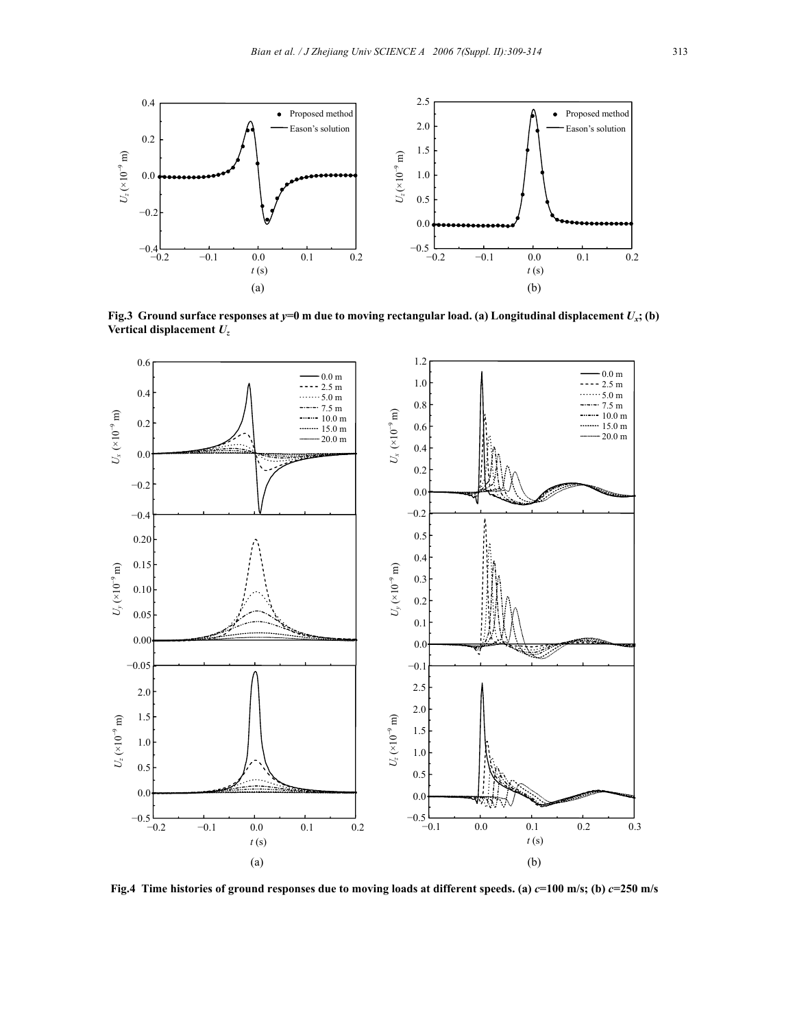**Fig.3 Ground surface responses at $y$=0 m due to moving rectangular load. (a) Longitudinal displacement $U_x$; (b) Vertical displacement $U_z$**

**Fig.4 Time histories of ground responses due to moving loads at different speeds. (a) $c$=100 m/s; (b) $c$=250 m/s**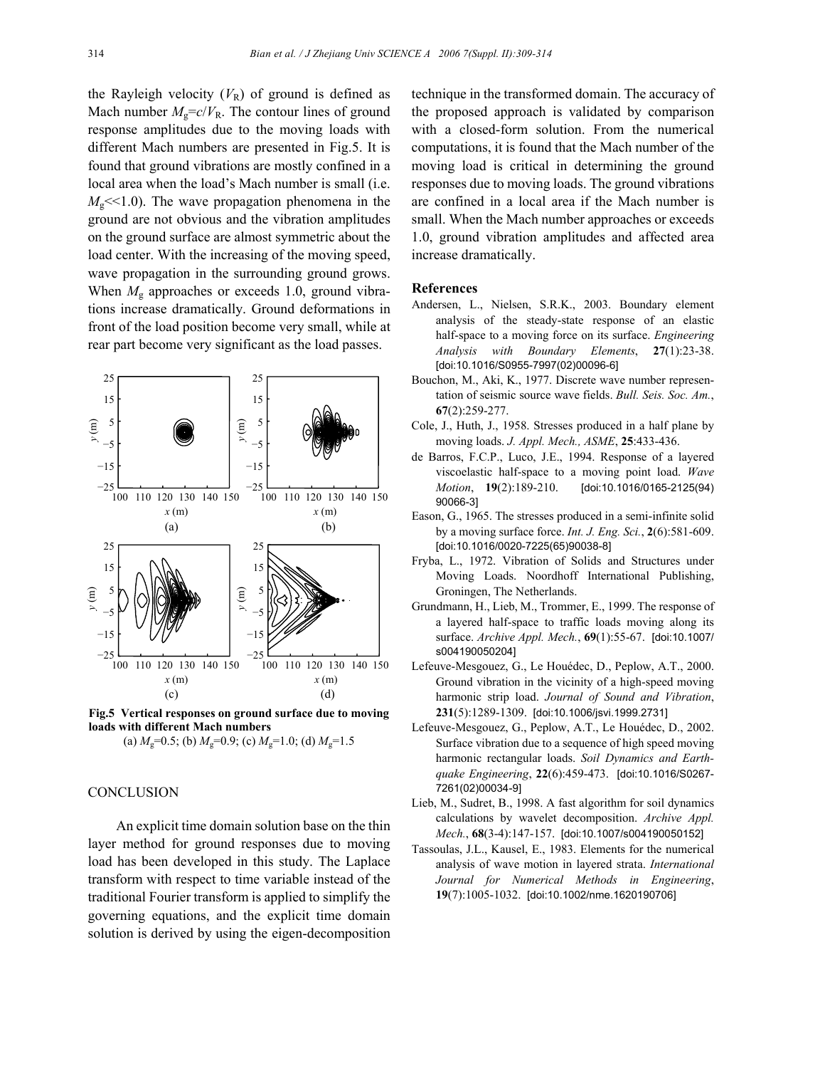the Rayleigh velocity ($V_R$) of ground is defined as Mach number $M_g=c/V_R$. The contour lines of ground response amplitudes due to the moving loads with different Mach numbers are presented in Fig.5. It is found that ground vibrations are mostly confined in a local area when the load's Mach number is small (i.e. $M_g<<1.0$). The wave propagation phenomena in the ground are not obvious and the vibration amplitudes on the ground surface are almost symmetric about the load center. With the increasing of the moving speed, wave propagation in the surrounding ground grows. When $M_g$ approaches or exceeds 1.0, ground vibrations increase dramatically. Ground deformations in front of the load position become very small, while at rear part become very significant as the load passes.

25
15
5
−5
−15
−25
y (m)
100 110 120 130 140 150
x (m)
(a)

25
15
5
−5
−15
−25
y (m)
100 110 120 130 140 150
x (m)
(b)

25
15
5
−5
−15
−25
y (m)
100 110 120 130 140 150
x (m)
(c)

25
15
5
−5
−15
−25
y (m)
100 110 120 130 140 150
x (m)
(d)

**Fig.5 Vertical responses on ground surface due to moving loads with different Mach numbers**
(a) $M_g$=0.5; (b) $M_g$=0.9; (c) $M_g$=1.0; (d) $M_g$=1.5

## CONCLUSION

An explicit time domain solution base on the thin layer method for ground responses due to moving load has been developed in this study. The Laplace transform with respect to time variable instead of the traditional Fourier transform is applied to simplify the governing equations, and the explicit time domain solution is derived by using the eigen-decomposition technique in the transformed domain. The accuracy of the proposed approach is validated by comparison with a closed-form solution. From the numerical computations, it is found that the Mach number of the moving load is critical in determining the ground responses due to moving loads. The ground vibrations are confined in a local area if the Mach number is small. When the Mach number approaches or exceeds 1.0, ground vibration amplitudes and affected area increase dramatically.

## References

Andersen, L., Nielsen, S.R.K., 2003. Boundary element analysis of the steady-state response of an elastic half-space to a moving force on its surface. *Engineering Analysis with Boundary Elements*, **27**(1):23-38. [doi:10.1016/S0955-7997(02)00096-6]

Bouchon, M., Aki, K., 1977. Discrete wave number representation of seismic source wave fields. *Bull. Seis. Soc. Am.*, **67**(2):259-277.

Cole, J., Huth, J., 1958. Stresses produced in a half plane by moving loads. *J. Appl. Mech., ASME*, **25**:433-436.

de Barros, F.C.P., Luco, J.E., 1994. Response of a layered viscoelastic half-space to a moving point load. *Wave Motion*, **19**(2):189-210. [doi:10.1016/0165-2125(94)90066-3]

Eason, G., 1965. The stresses produced in a semi-infinite solid by a moving surface force. *Int. J. Eng. Sci.*, **2**(6):581-609. [doi:10.1016/0020-7225(65)90038-8]

Fryba, L., 1972. Vibration of Solids and Structures under Moving Loads. Noordhoff International Publishing, Groningen, The Netherlands.

Grundmann, H., Lieb, M., Trommer, E., 1999. The response of a layered half-space to traffic loads moving along its surface. *Archive Appl. Mech.*, **69**(1):55-67. [doi:10.1007/s004190050204]

Lefeuve-Mesgouez, G., Le Houédec, D., Peplow, A.T., 2000. Ground vibration in the vicinity of a high-speed moving harmonic strip load. *Journal of Sound and Vibration*, **231**(5):1289-1309. [doi:10.1006/jsvi.1999.2731]

Lefeuve-Mesgouez, G., Peplow, A.T., Le Houédec, D., 2002. Surface vibration due to a sequence of high speed moving harmonic rectangular loads. *Soil Dynamics and Earthquake Engineering*, **22**(6):459-473. [doi:10.1016/S0267-7261(02)00034-9]

Lieb, M., Sudret, B., 1998. A fast algorithm for soil dynamics calculations by wavelet decomposition. *Archive Appl. Mech.*, **68**(3-4):147-157. [doi:10.1007/s004190050152]

Tassoulas, J.L., Kausel, E., 1983. Elements for the numerical analysis of wave motion in layered strata. *International Journal for Numerical Methods in Engineering*, **19**(7):1005-1032. [doi:10.1002/nme.1620190706]